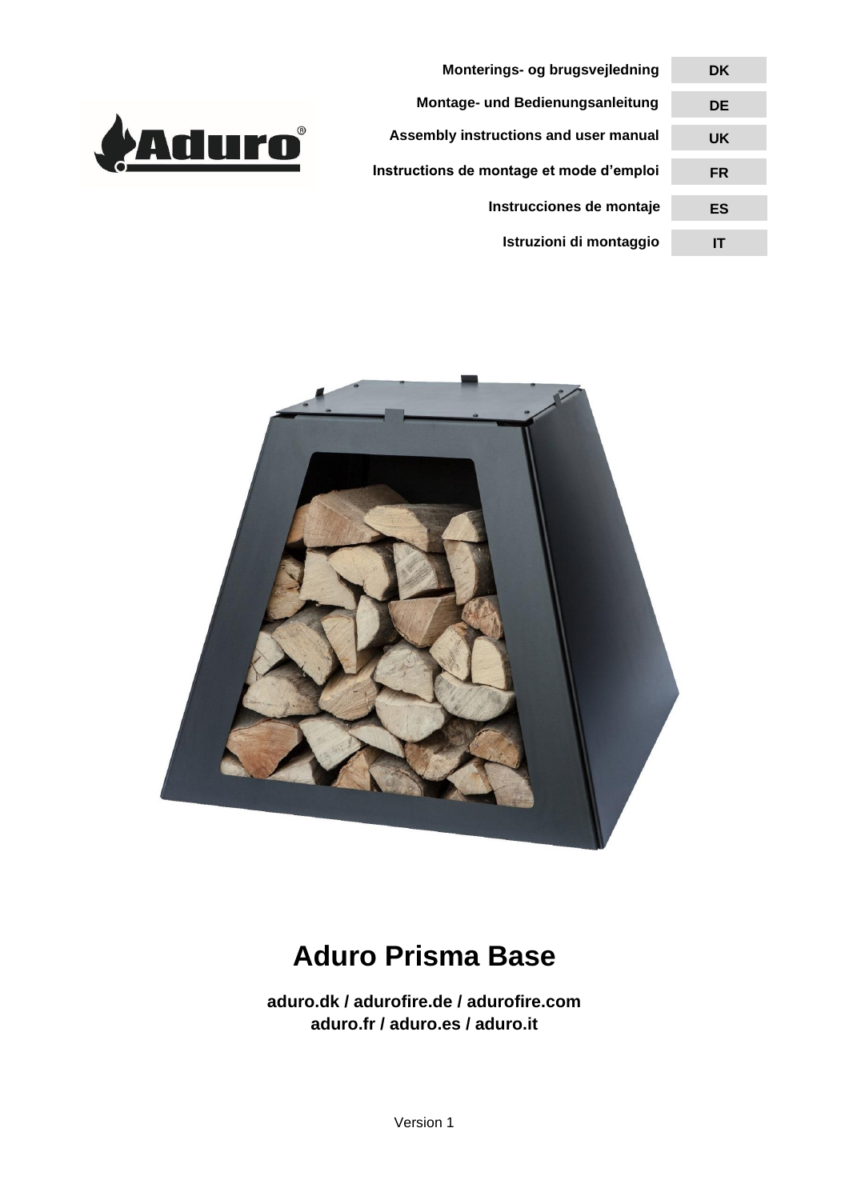| | |
|---|---|
| Monterings- og brugsvejledning | DK |
| Montage- und Bedienungsanleitung | DE |
| Assembly instructions and user manual | UK |
| Instructions de montage et mode d'emploi | FR |
| Instrucciones de montaje | ES |
| Istruzioni di montaggio | IT |

# Aduro Prisma Base

**aduro.dk / adurofire.de / adurofire.com**
**aduro.fr / aduro.es / aduro.it**

Version 1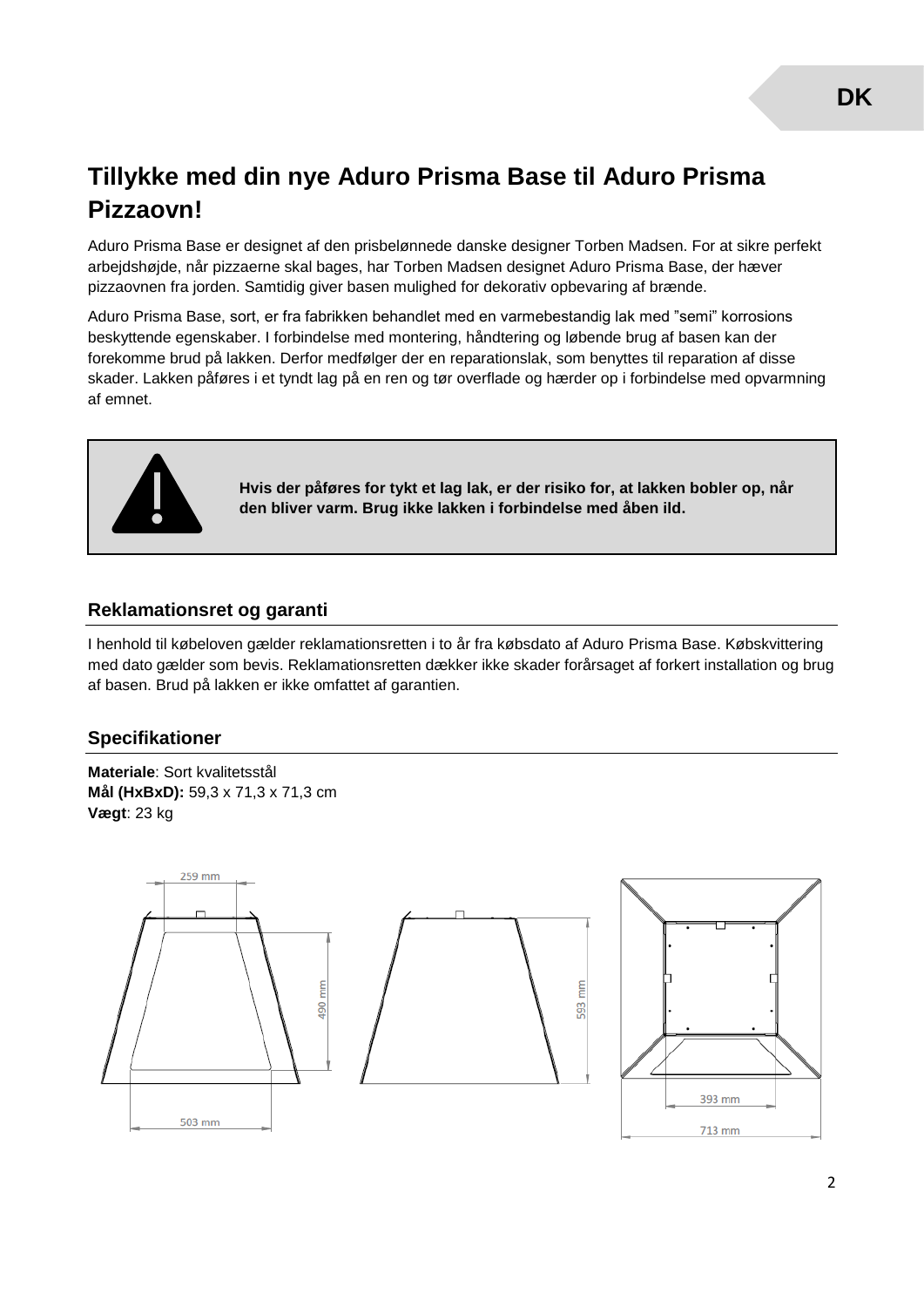# Tillykke med din nye Aduro Prisma Base til Aduro Prisma Pizzaovn!

Aduro Prisma Base er designet af den prisbelønnede danske designer Torben Madsen. For at sikre perfekt arbejdshøjde, når pizzaerne skal bages, har Torben Madsen designet Aduro Prisma Base, der hæver pizzaovnen fra jorden. Samtidig giver basen mulighed for dekorativ opbevaring af brænde.

Aduro Prisma Base, sort, er fra fabrikken behandlet med en varmebestandig lak med "semi" korrosions beskyttende egenskaber. I forbindelse med montering, håndtering og løbende brug af basen kan der forekomme brud på lakken. Derfor medfølger der en reparationslak, som benyttes til reparation af disse skader. Lakken påføres i et tyndt lag på en ren og tør overflade og hærder op i forbindelse med opvarmning af emnet.

**Hvis der påføres for tykt et lag lak, er der risiko for, at lakken bobler op, når den bliver varm. Brug ikke lakken i forbindelse med åben ild.**

## Reklamationsret og garanti

I henhold til købeloven gælder reklamationsretten i to år fra købsdato af Aduro Prisma Base. Købskvittering med dato gælder som bevis. Reklamationsretten dækker ikke skader forårsaget af forkert installation og brug af basen. Brud på lakken er ikke omfattet af garantien.

## Specifikationer

**Materiale**: Sort kvalitetsstål
**Mål (HxBxD):** 59,3 x 71,3 x 71,3 cm
**Vægt**: 23 kg

259 mm
490 mm
503 mm
593 mm
393 mm
713 mm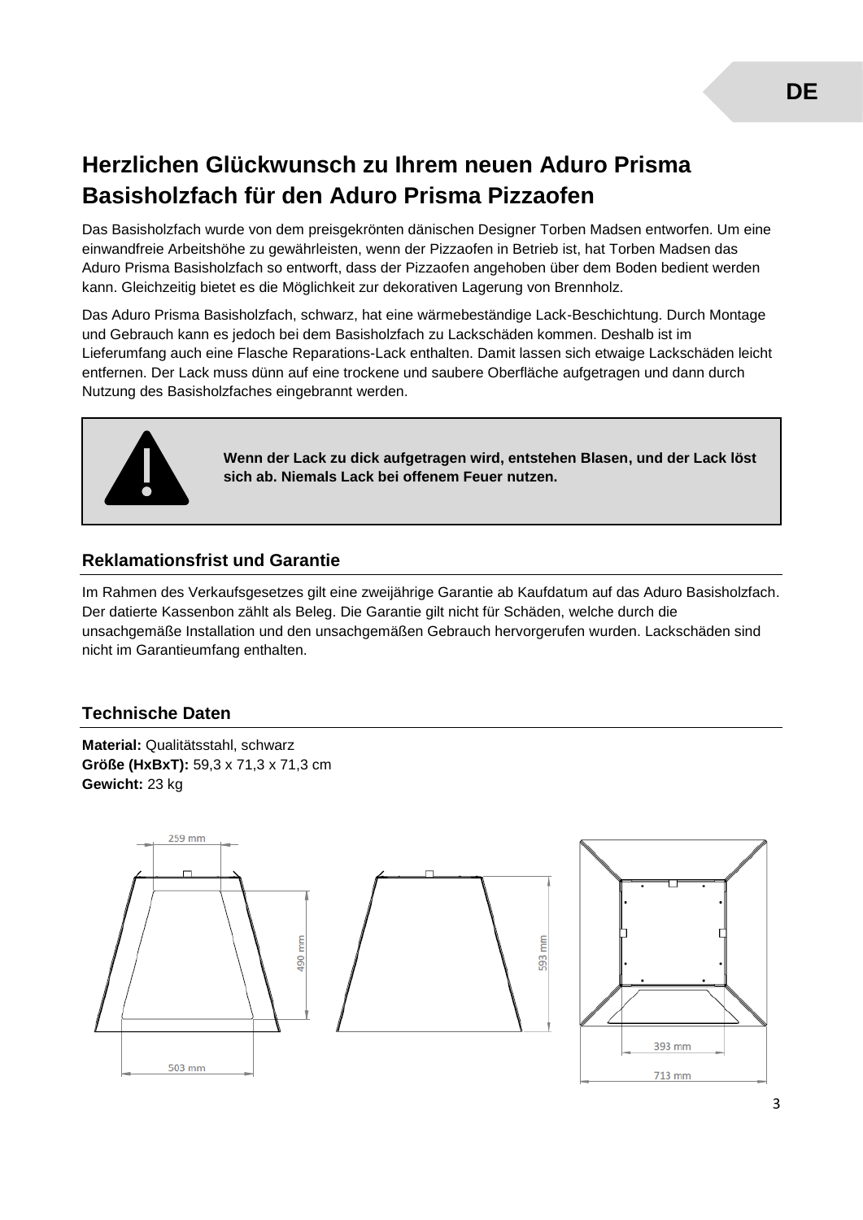# Herzlichen Glückwunsch zu Ihrem neuen Aduro Prisma Basisholzfach für den Aduro Prisma Pizzaofen

Das Basisholzfach wurde von dem preisgekrönten dänischen Designer Torben Madsen entworfen. Um eine einwandfreie Arbeitshöhe zu gewährleisten, wenn der Pizzaofen in Betrieb ist, hat Torben Madsen das Aduro Prisma Basisholzfach so entworft, dass der Pizzaofen angehoben über dem Boden bedient werden kann. Gleichzeitig bietet es die Möglichkeit zur dekorativen Lagerung von Brennholz.

Das Aduro Prisma Basisholzfach, schwarz, hat eine wärmebeständige Lack-Beschichtung. Durch Montage und Gebrauch kann es jedoch bei dem Basisholzfach zu Lackschäden kommen. Deshalb ist im Lieferumfang auch eine Flasche Reparations-Lack enthalten. Damit lassen sich etwaige Lackschäden leicht entfernen. Der Lack muss dünn auf eine trockene und saubere Oberfläche aufgetragen und dann durch Nutzung des Basisholzfaches eingebrannt werden.

**Wenn der Lack zu dick aufgetragen wird, entstehen Blasen, und der Lack löst sich ab. Niemals Lack bei offenem Feuer nutzen.**

## Reklamationsfrist und Garantie

Im Rahmen des Verkaufsgesetzes gilt eine zweijährige Garantie ab Kaufdatum auf das Aduro Basisholzfach. Der datierte Kassenbon zählt als Beleg. Die Garantie gilt nicht für Schäden, welche durch die unsachgemäße Installation und den unsachgemäßen Gebrauch hervorgerufen wurden. Lackschäden sind nicht im Garantieumfang enthalten.

## Technische Daten

**Material:** Qualitätsstahl, schwarz
**Größe (HxBxT):** 59,3 x 71,3 x 71,3 cm
**Gewicht:** 23 kg

259 mm
490 mm
503 mm
593 mm
393 mm
713 mm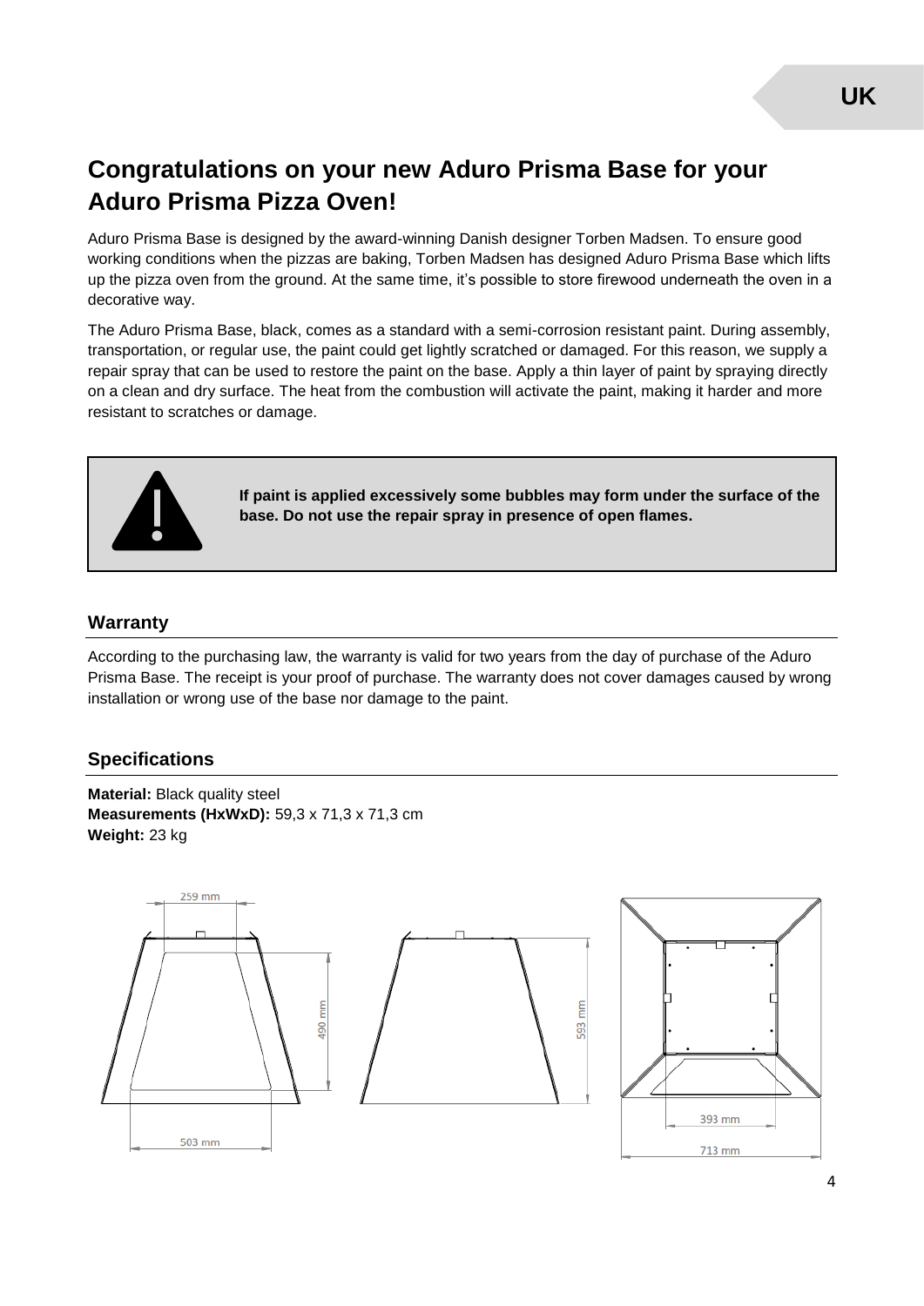# Congratulations on your new Aduro Prisma Base for your Aduro Prisma Pizza Oven!

Aduro Prisma Base is designed by the award-winning Danish designer Torben Madsen. To ensure good working conditions when the pizzas are baking, Torben Madsen has designed Aduro Prisma Base which lifts up the pizza oven from the ground. At the same time, it's possible to store firewood underneath the oven in a decorative way.

The Aduro Prisma Base, black, comes as a standard with a semi-corrosion resistant paint. During assembly, transportation, or regular use, the paint could get lightly scratched or damaged. For this reason, we supply a repair spray that can be used to restore the paint on the base. Apply a thin layer of paint by spraying directly on a clean and dry surface. The heat from the combustion will activate the paint, making it harder and more resistant to scratches or damage.

**If paint is applied excessively some bubbles may form under the surface of the base. Do not use the repair spray in presence of open flames.**

## Warranty

According to the purchasing law, the warranty is valid for two years from the day of purchase of the Aduro Prisma Base. The receipt is your proof of purchase. The warranty does not cover damages caused by wrong installation or wrong use of the base nor damage to the paint.

## Specifications

**Material:** Black quality steel
**Measurements (HxWxD):** 59,3 x 71,3 x 71,3 cm
**Weight:** 23 kg

259 mm

490 mm

503 mm

593 mm

393 mm

713 mm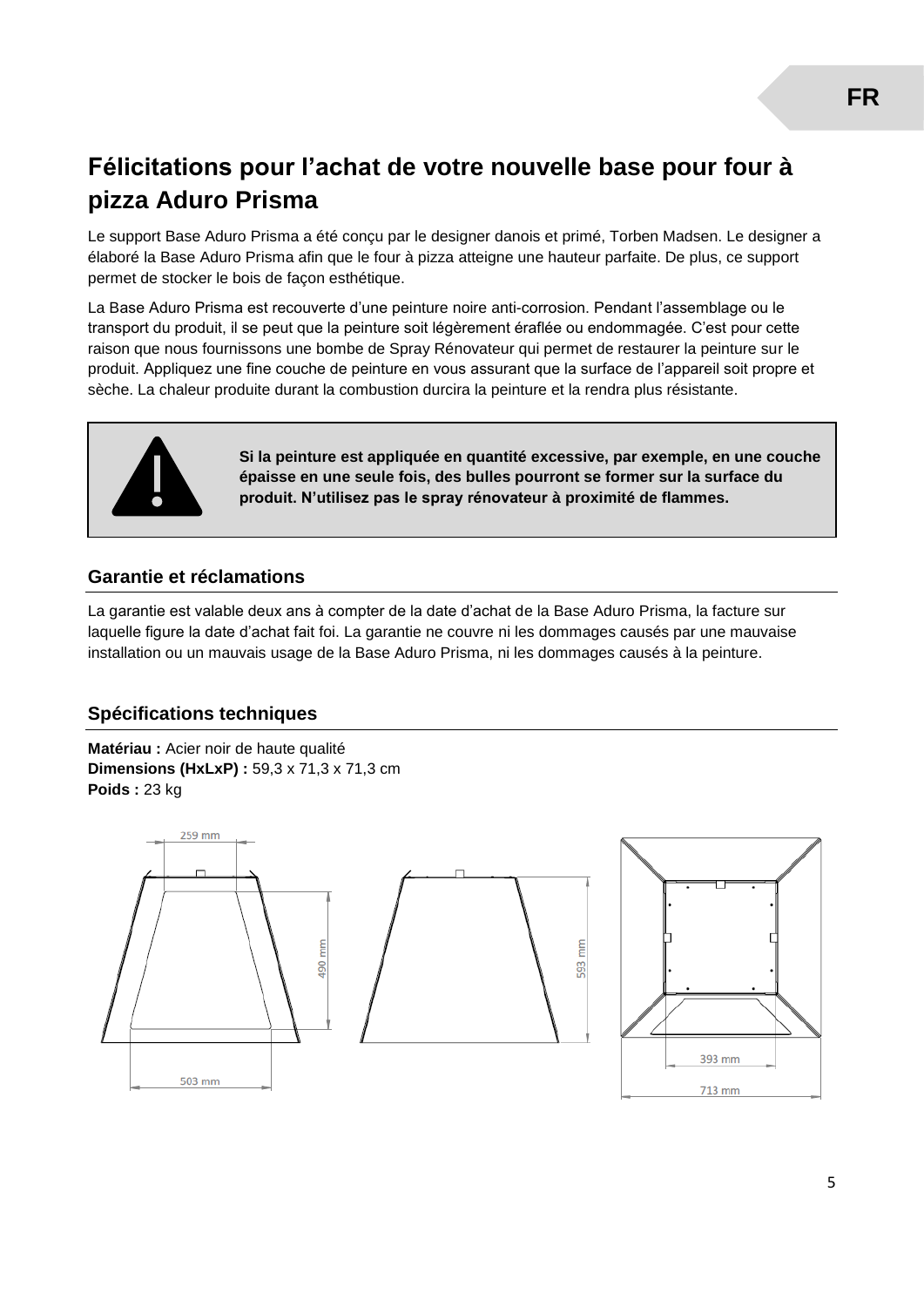# Félicitations pour l'achat de votre nouvelle base pour four à pizza Aduro Prisma

Le support Base Aduro Prisma a été conçu par le designer danois et primé, Torben Madsen. Le designer a élaboré la Base Aduro Prisma afin que le four à pizza atteigne une hauteur parfaite. De plus, ce support permet de stocker le bois de façon esthétique.

La Base Aduro Prisma est recouverte d'une peinture noire anti-corrosion. Pendant l'assemblage ou le transport du produit, il se peut que la peinture soit légèrement éraflée ou endommagée. C'est pour cette raison que nous fournissons une bombe de Spray Rénovateur qui permet de restaurer la peinture sur le produit. Appliquez une fine couche de peinture en vous assurant que la surface de l'appareil soit propre et sèche. La chaleur produite durant la combustion durcira la peinture et la rendra plus résistante.

**Si la peinture est appliquée en quantité excessive, par exemple, en une couche épaisse en une seule fois, des bulles pourront se former sur la surface du produit. N'utilisez pas le spray rénovateur à proximité de flammes.**

## Garantie et réclamations

La garantie est valable deux ans à compter de la date d'achat de la Base Aduro Prisma, la facture sur laquelle figure la date d'achat fait foi. La garantie ne couvre ni les dommages causés par une mauvaise installation ou un mauvais usage de la Base Aduro Prisma, ni les dommages causés à la peinture.

## Spécifications techniques

**Matériau :** Acier noir de haute qualité
**Dimensions (HxLxP) :** 59,3 x 71,3 x 71,3 cm
**Poids :** 23 kg

259 mm
490 mm
503 mm
593 mm
393 mm
713 mm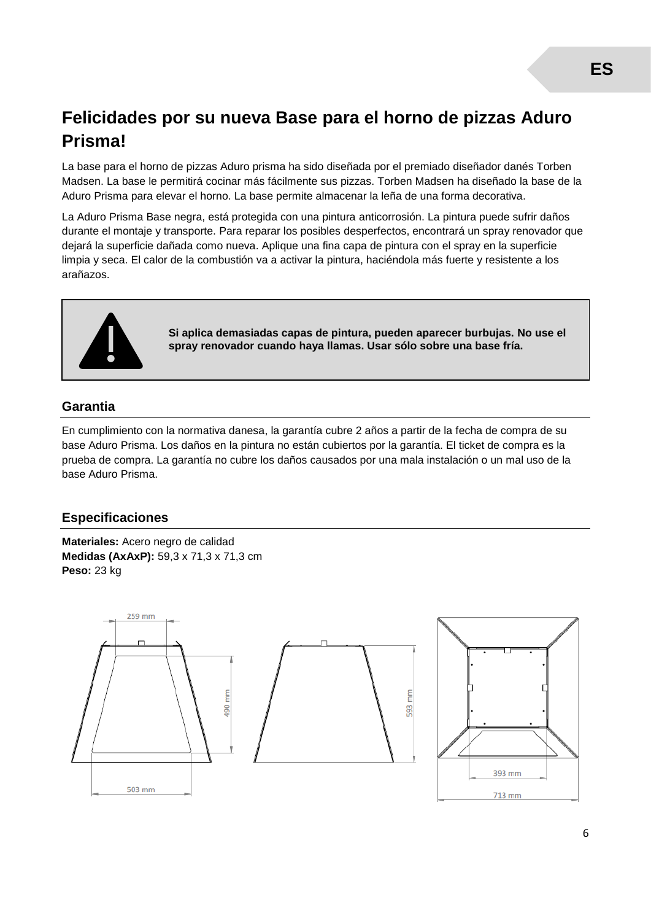# Felicidades por su nueva Base para el horno de pizzas Aduro Prisma!

La base para el horno de pizzas Aduro prisma ha sido diseñada por el premiado diseñador danés Torben Madsen. La base le permitirá cocinar más fácilmente sus pizzas. Torben Madsen ha diseñado la base de la Aduro Prisma para elevar el horno. La base permite almacenar la leña de una forma decorativa.

La Aduro Prisma Base negra, está protegida con una pintura anticorrosión. La pintura puede sufrir daños durante el montaje y transporte. Para reparar los posibles desperfectos, encontrará un spray renovador que dejará la superficie dañada como nueva. Aplique una fina capa de pintura con el spray en la superficie limpia y seca. El calor de la combustión va a activar la pintura, haciéndola más fuerte y resistente a los arañazos.

**Si aplica demasiadas capas de pintura, pueden aparecer burbujas. No use el spray renovador cuando haya llamas. Usar sólo sobre una base fría.**

## Garantia

En cumplimiento con la normativa danesa, la garantía cubre 2 años a partir de la fecha de compra de su base Aduro Prisma. Los daños en la pintura no están cubiertos por la garantía. El ticket de compra es la prueba de compra. La garantía no cubre los daños causados por una mala instalación o un mal uso de la base Aduro Prisma.

## Especificaciones

**Materiales:** Acero negro de calidad
**Medidas (AxAxP):** 59,3 x 71,3 x 71,3 cm
**Peso:** 23 kg

259 mm
490 mm
503 mm
593 mm
393 mm
713 mm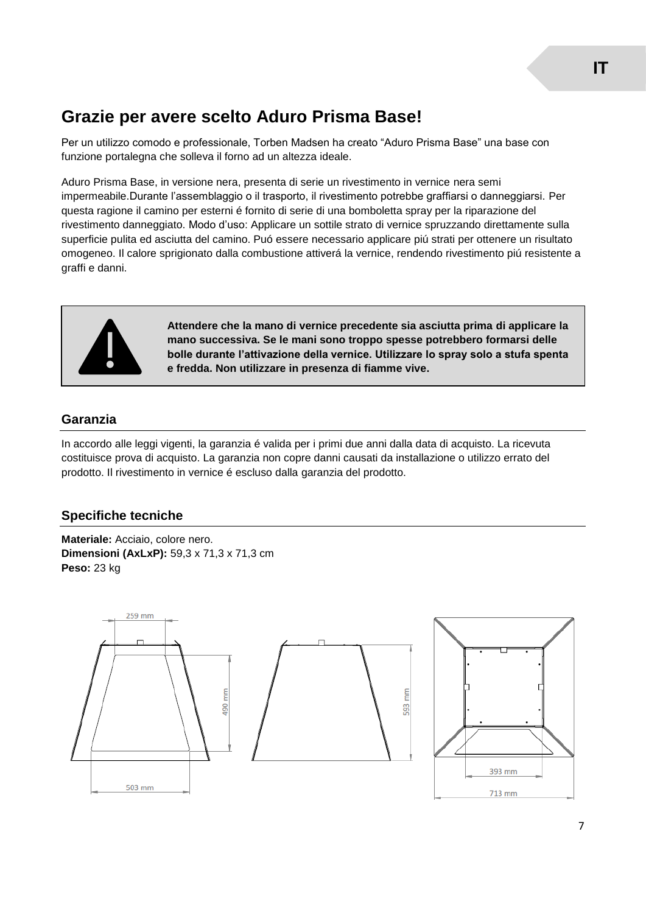# Grazie per avere scelto Aduro Prisma Base!

Per un utilizzo comodo e professionale, Torben Madsen ha creato “Aduro Prisma Base” una base con funzione portalegna che solleva il forno ad un altezza ideale.

Aduro Prisma Base, in versione nera, presenta di serie un rivestimento in vernice nera semi impermeabile.Durante l’assemblaggio o il trasporto, il rivestimento potrebbe graffiarsi o danneggiarsi. Per questa ragione il camino per esterni é fornito di serie di una bomboletta spray per la riparazione del rivestimento danneggiato. Modo d’uso: Applicare un sottile strato di vernice spruzzando direttamente sulla superficie pulita ed asciutta del camino. Puó essere necessario applicare piú strati per ottenere un risultato omogeneo. Il calore sprigionato dalla combustione attiverá la vernice, rendendo rivestimento piú resistente a graffi e danni.

**Attendere che la mano di vernice precedente sia asciutta prima di applicare la mano successiva. Se le mani sono troppo spesse potrebbero formarsi delle bolle durante l’attivazione della vernice. Utilizzare lo spray solo a stufa spenta e fredda. Non utilizzare in presenza di fiamme vive.**

## Garanzia

In accordo alle leggi vigenti, la garanzia é valida per i primi due anni dalla data di acquisto. La ricevuta costituisce prova di acquisto. La garanzia non copre danni causati da installazione o utilizzo errato del prodotto. Il rivestimento in vernice é escluso dalla garanzia del prodotto.

## Specifiche tecniche

**Materiale:** Acciaio, colore nero.
**Dimensioni (AxLxP):** 59,3 x 71,3 x 71,3 cm
**Peso:** 23 kg

259 mm
490 mm
503 mm
593 mm
393 mm
713 mm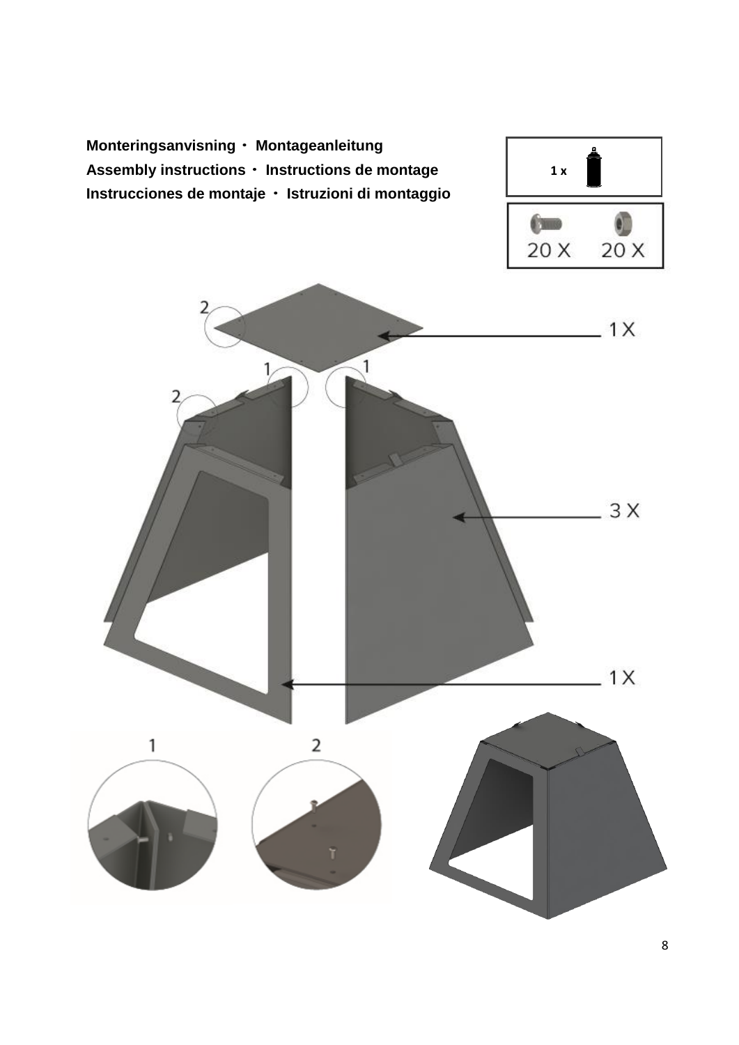**Monteringsanvisning · Montageanleitung**
**Assembly instructions · Instructions de montage**
**Instrucciones de montaje · Istruzioni di montaggio**

1 x

20 X 20 X

1 X

3 X

1 X

1 2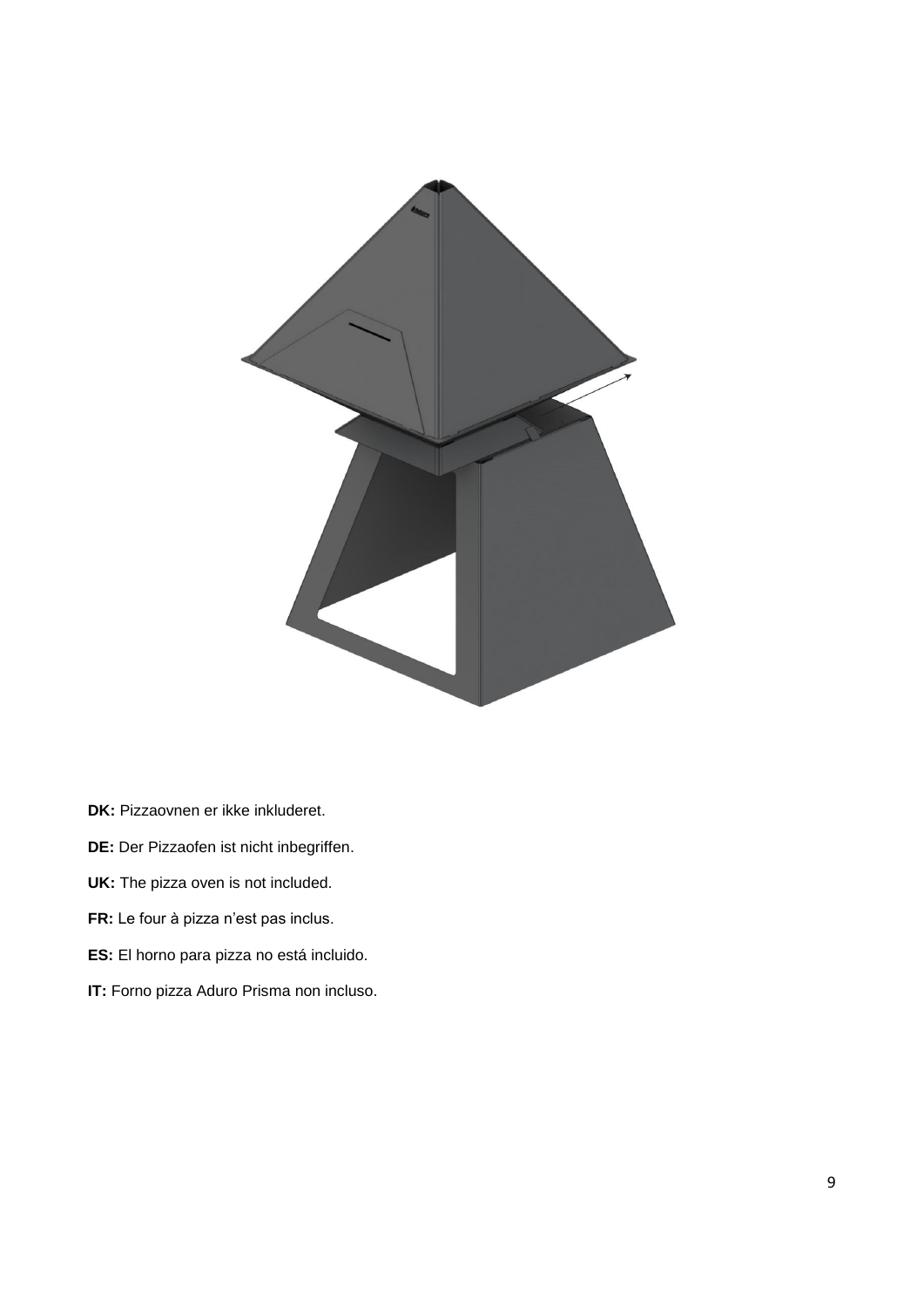**DK:** Pizzaovnen er ikke inkluderet.

**DE:** Der Pizzaofen ist nicht inbegriffen.

**UK:** The pizza oven is not included.

**FR:** Le four à pizza n’est pas inclus.

**ES:** El horno para pizza no está incluido.

**IT:** Forno pizza Aduro Prisma non incluso.